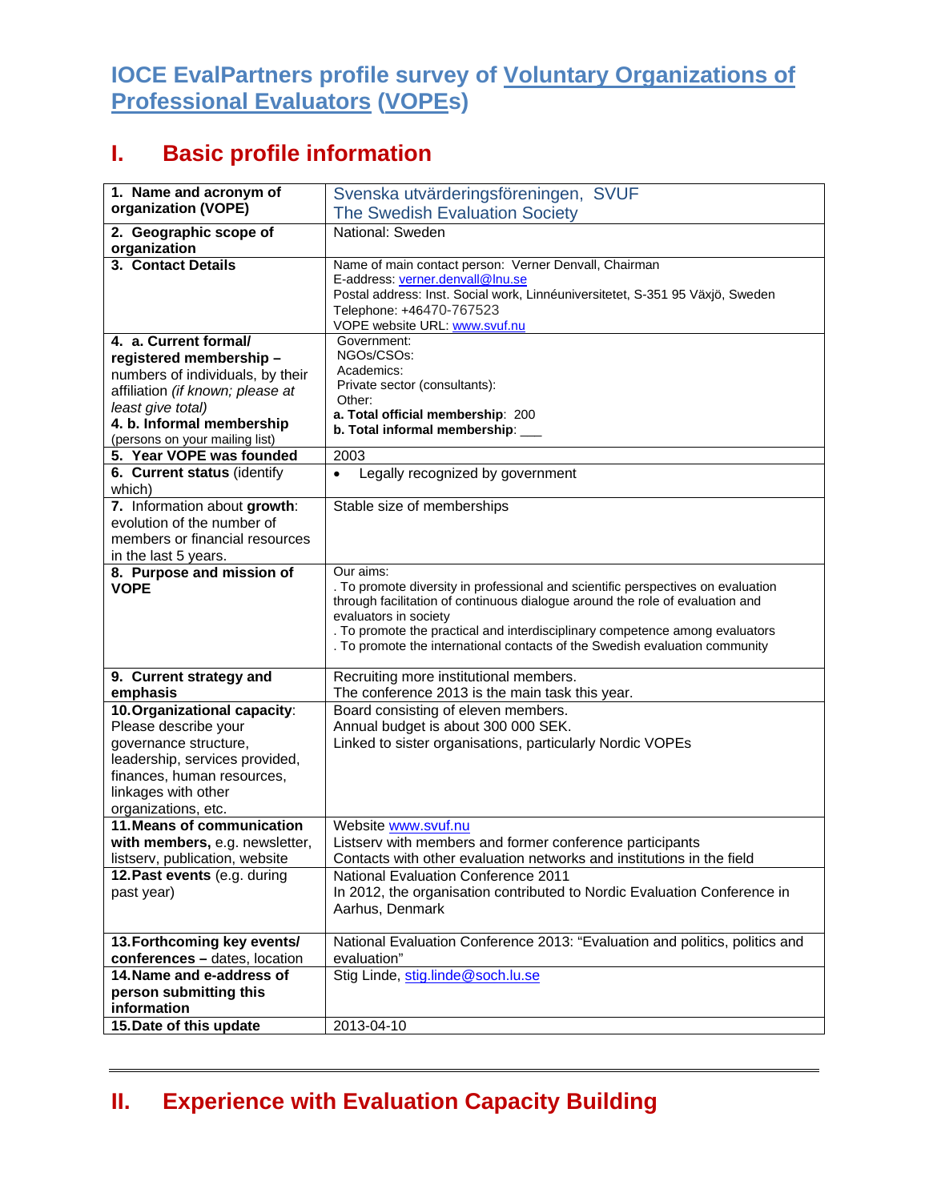# IOCE EvalPartners profile survey of Voluntary Organizations of Professional Evaluators (VOPEs)

## I. Basic profile information

| | |
|---|---|
| **1. Name and acronym of organization (VOPE)** | Svenska utvärderingsföreningen, SVUF<br>The Swedish Evaluation Society |
| **2. Geographic scope of organization** | National: Sweden |
| **3. Contact Details** | Name of main contact person: Verner Denvall, Chairman<br>E-address: verner.denvall@lnu.se<br>Postal address: Inst. Social work, Linnéuniversitetet, S-351 95 Växjö, Sweden<br>Telephone: +46470-767523<br>VOPE website URL: www.svuf.nu |
| **4. a. Current formal/ registered membership –** numbers of individuals, by their affiliation *(if known; please at least give total)*<br>**4. b. Informal membership** (persons on your mailing list) | Government:<br>NGOs/CSOs:<br>Academics:<br>Private sector (consultants):<br>Other:<br>**a. Total official membership**: 200<br>**b. Total informal membership**: ___ |
| **5. Year VOPE was founded** | 2003 |
| **6. Current status** (identify which) | • Legally recognized by government |
| **7.** Information about **growth**: evolution of the number of members or financial resources in the last 5 years. | Stable size of memberships |
| **8. Purpose and mission of VOPE** | Our aims:<br>. To promote diversity in professional and scientific perspectives on evaluation through facilitation of continuous dialogue around the role of evaluation and evaluators in society<br>. To promote the practical and interdisciplinary competence among evaluators<br>. To promote the international contacts of the Swedish evaluation community |
| **9. Current strategy and emphasis** | Recruiting more institutional members.<br>The conference 2013 is the main task this year. |
| **10. Organizational capacity**: Please describe your governance structure, leadership, services provided, finances, human resources, linkages with other organizations, etc. | Board consisting of eleven members.<br>Annual budget is about 300 000 SEK.<br>Linked to sister organisations, particularly Nordic VOPEs |
| **11. Means of communication with members,** e.g. newsletter, listserv, publication, website | Website www.svuf.nu<br>Listserv with members and former conference participants<br>Contacts with other evaluation networks and institutions in the field |
| **12. Past events** (e.g. during past year) | National Evaluation Conference 2011<br>In 2012, the organisation contributed to Nordic Evaluation Conference in Aarhus, Denmark |
| **13. Forthcoming key events/ conferences –** dates, location | National Evaluation Conference 2013: "Evaluation and politics, politics and evaluation" |
| **14. Name and e-address of person submitting this information** | Stig Linde, stig.linde@soch.lu.se |
| **15. Date of this update** | 2013-04-10 |

## II. Experience with Evaluation Capacity Building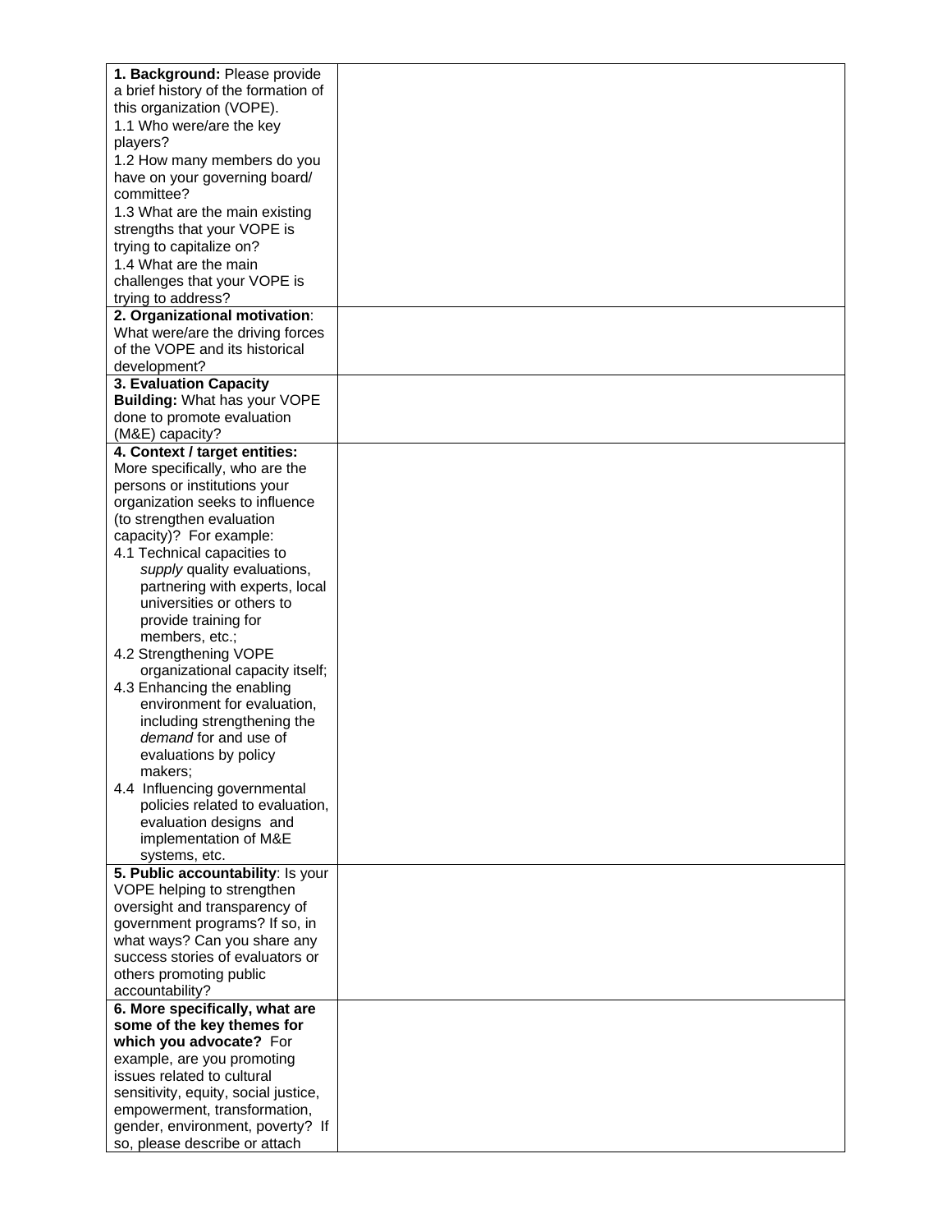| | |
|---|---|
| **1. Background:** Please provide a brief history of the formation of this organization (VOPE).<br>1.1 Who were/are the key players?<br>1.2 How many members do you have on your governing board/ committee?<br>1.3 What are the main existing strengths that your VOPE is trying to capitalize on?<br>1.4 What are the main challenges that your VOPE is trying to address? | |
| **2. Organizational motivation**: What were/are the driving forces of the VOPE and its historical development? | |
| **3. Evaluation Capacity Building:** What has your VOPE done to promote evaluation (M&E) capacity? | |
| **4. Context / target entities:** More specifically, who are the persons or institutions your organization seeks to influence (to strengthen evaluation capacity)? For example:<br>4.1 Technical capacities to *supply* quality evaluations, partnering with experts, local universities or others to provide training for members, etc.;<br>4.2 Strengthening VOPE organizational capacity itself;<br>4.3 Enhancing the enabling environment for evaluation, including strengthening the *demand* for and use of evaluations by policy makers;<br>4.4 Influencing governmental policies related to evaluation, evaluation designs and implementation of M&E systems, etc. | |
| **5. Public accountability**: Is your VOPE helping to strengthen oversight and transparency of government programs? If so, in what ways? Can you share any success stories of evaluators or others promoting public accountability? | |
| **6. More specifically, what are some of the key themes for which you advocate?** For example, are you promoting issues related to cultural sensitivity, equity, social justice, empowerment, transformation, gender, environment, poverty? If so, please describe or attach | |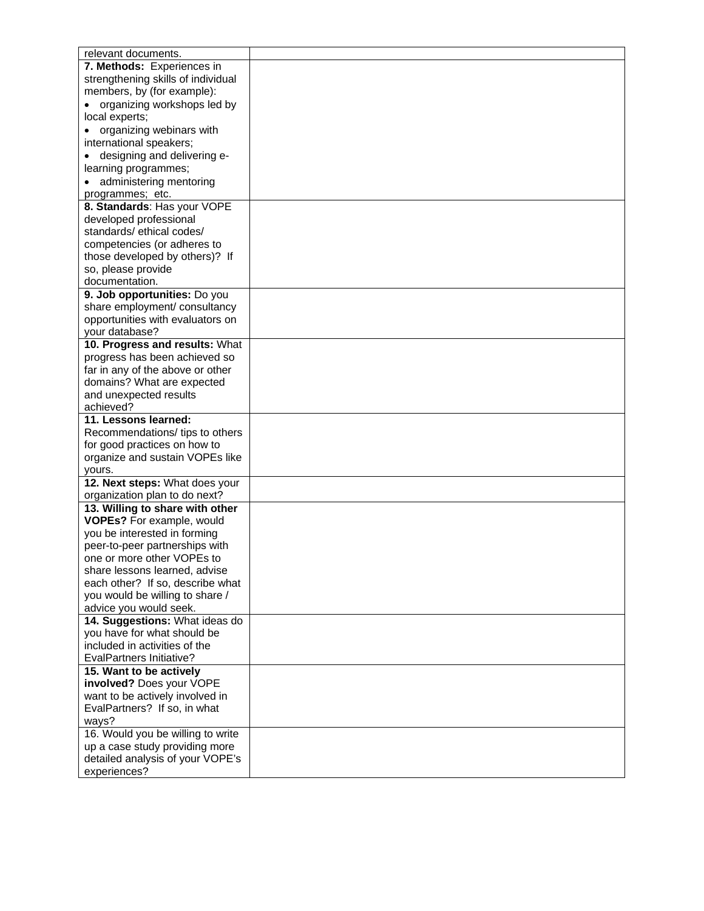| | |
|---|---|
| relevant documents. | |
| **7. Methods:** Experiences in strengthening skills of individual members, by (for example):<br>• organizing workshops led by local experts;<br>• organizing webinars with international speakers;<br>• designing and delivering e-learning programmes;<br>• administering mentoring programmes; etc. | |
| **8. Standards**: Has your VOPE developed professional standards/ ethical codes/ competencies (or adheres to those developed by others)? If so, please provide documentation. | |
| **9. Job opportunities:** Do you share employment/ consultancy opportunities with evaluators on your database? | |
| **10. Progress and results:** What progress has been achieved so far in any of the above or other domains? What are expected and unexpected results achieved? | |
| **11. Lessons learned:** Recommendations/ tips to others for good practices on how to organize and sustain VOPEs like yours. | |
| **12. Next steps:** What does your organization plan to do next? | |
| **13. Willing to share with other VOPEs?** For example, would you be interested in forming peer-to-peer partnerships with one or more other VOPEs to share lessons learned, advise each other? If so, describe what you would be willing to share / advice you would seek. | |
| **14. Suggestions:** What ideas do you have for what should be included in activities of the EvalPartners Initiative? | |
| **15. Want to be actively involved?** Does your VOPE want to be actively involved in EvalPartners? If so, in what ways? | |
| 16. Would you be willing to write up a case study providing more detailed analysis of your VOPE's experiences? | |